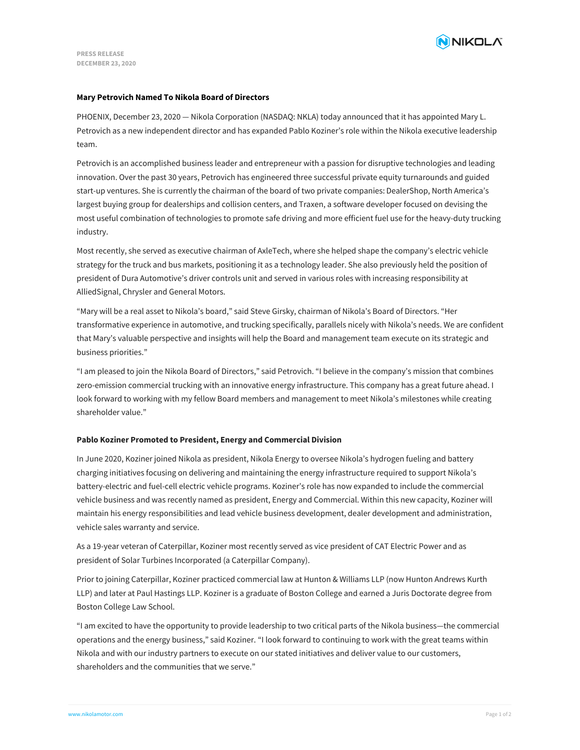PRESS RELEASE
DECEMBER 23, 2020

## Mary Petrovich Named To Nikola Board of Directors

PHOENIX, December 23, 2020 — Nikola Corporation (NASDAQ: NKLA) today announced that it has appointed Mary L. Petrovich as a new independent director and has expanded Pablo Koziner's role within the Nikola executive leadership team.

Petrovich is an accomplished business leader and entrepreneur with a passion for disruptive technologies and leading innovation. Over the past 30 years, Petrovich has engineered three successful private equity turnarounds and guided start-up ventures. She is currently the chairman of the board of two private companies: DealerShop, North America's largest buying group for dealerships and collision centers, and Traxen, a software developer focused on devising the most useful combination of technologies to promote safe driving and more efficient fuel use for the heavy-duty trucking industry.

Most recently, she served as executive chairman of AxleTech, where she helped shape the company's electric vehicle strategy for the truck and bus markets, positioning it as a technology leader. She also previously held the position of president of Dura Automotive's driver controls unit and served in various roles with increasing responsibility at AlliedSignal, Chrysler and General Motors.

"Mary will be a real asset to Nikola's board," said Steve Girsky, chairman of Nikola's Board of Directors. "Her transformative experience in automotive, and trucking specifically, parallels nicely with Nikola's needs. We are confident that Mary's valuable perspective and insights will help the Board and management team execute on its strategic and business priorities."

"I am pleased to join the Nikola Board of Directors," said Petrovich. "I believe in the company's mission that combines zero-emission commercial trucking with an innovative energy infrastructure. This company has a great future ahead. I look forward to working with my fellow Board members and management to meet Nikola's milestones while creating shareholder value."

## Pablo Koziner Promoted to President, Energy and Commercial Division

In June 2020, Koziner joined Nikola as president, Nikola Energy to oversee Nikola's hydrogen fueling and battery charging initiatives focusing on delivering and maintaining the energy infrastructure required to support Nikola's battery-electric and fuel-cell electric vehicle programs. Koziner's role has now expanded to include the commercial vehicle business and was recently named as president, Energy and Commercial. Within this new capacity, Koziner will maintain his energy responsibilities and lead vehicle business development, dealer development and administration, vehicle sales warranty and service.

As a 19-year veteran of Caterpillar, Koziner most recently served as vice president of CAT Electric Power and as president of Solar Turbines Incorporated (a Caterpillar Company).

Prior to joining Caterpillar, Koziner practiced commercial law at Hunton & Williams LLP (now Hunton Andrews Kurth LLP) and later at Paul Hastings LLP. Koziner is a graduate of Boston College and earned a Juris Doctorate degree from Boston College Law School.

"I am excited to have the opportunity to provide leadership to two critical parts of the Nikola business—the commercial operations and the energy business," said Koziner. "I look forward to continuing to work with the great teams within Nikola and with our industry partners to execute on our stated initiatives and deliver value to our customers, shareholders and the communities that we serve."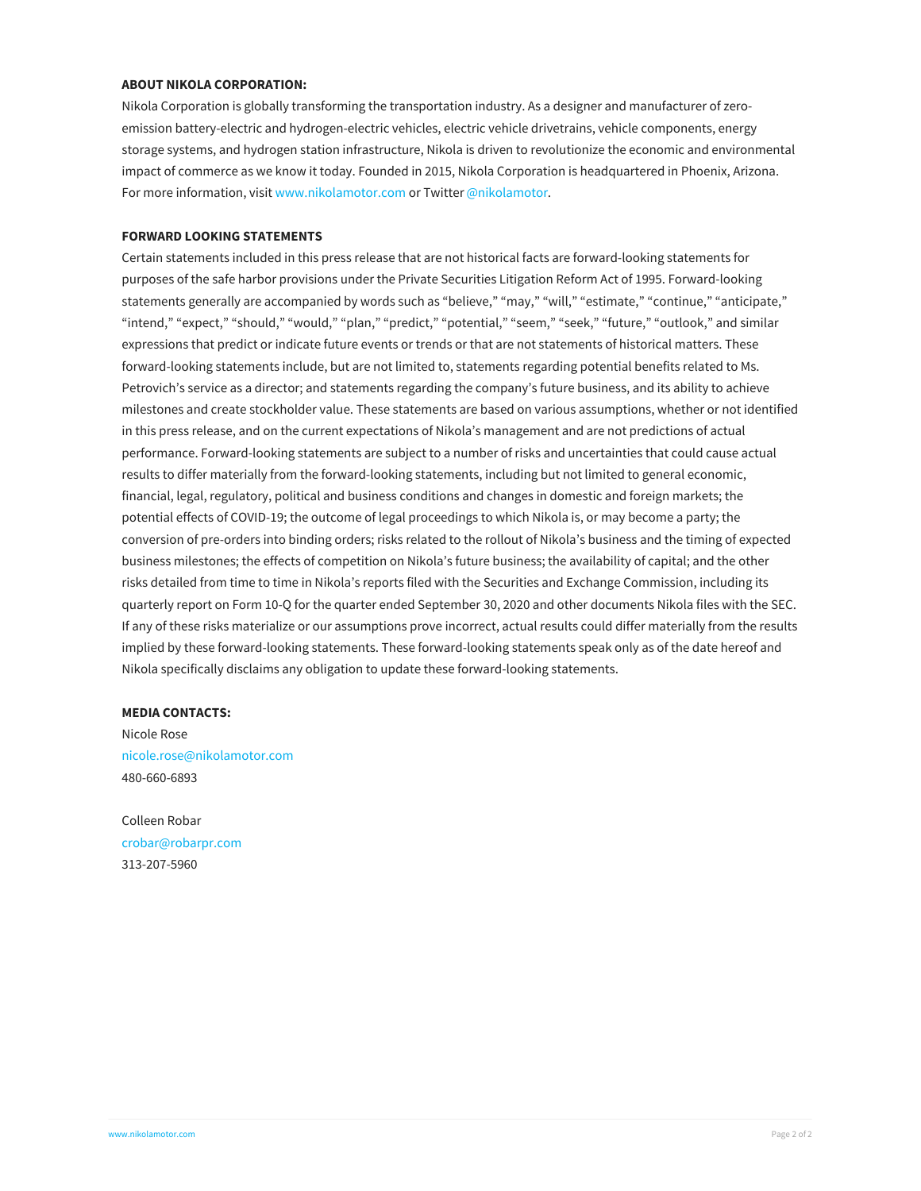**ABOUT NIKOLA CORPORATION:**

Nikola Corporation is globally transforming the transportation industry. As a designer and manufacturer of zero-emission battery-electric and hydrogen-electric vehicles, electric vehicle drivetrains, vehicle components, energy storage systems, and hydrogen station infrastructure, Nikola is driven to revolutionize the economic and environmental impact of commerce as we know it today. Founded in 2015, Nikola Corporation is headquartered in Phoenix, Arizona. For more information, visit www.nikolamotor.com or Twitter @nikolamotor.

**FORWARD LOOKING STATEMENTS**

Certain statements included in this press release that are not historical facts are forward-looking statements for purposes of the safe harbor provisions under the Private Securities Litigation Reform Act of 1995. Forward-looking statements generally are accompanied by words such as "believe," "may," "will," "estimate," "continue," "anticipate," "intend," "expect," "should," "would," "plan," "predict," "potential," "seem," "seek," "future," "outlook," and similar expressions that predict or indicate future events or trends or that are not statements of historical matters. These forward-looking statements include, but are not limited to, statements regarding potential benefits related to Ms. Petrovich's service as a director; and statements regarding the company's future business, and its ability to achieve milestones and create stockholder value. These statements are based on various assumptions, whether or not identified in this press release, and on the current expectations of Nikola's management and are not predictions of actual performance. Forward-looking statements are subject to a number of risks and uncertainties that could cause actual results to differ materially from the forward-looking statements, including but not limited to general economic, financial, legal, regulatory, political and business conditions and changes in domestic and foreign markets; the potential effects of COVID-19; the outcome of legal proceedings to which Nikola is, or may become a party; the conversion of pre-orders into binding orders; risks related to the rollout of Nikola's business and the timing of expected business milestones; the effects of competition on Nikola's future business; the availability of capital; and the other risks detailed from time to time in Nikola's reports filed with the Securities and Exchange Commission, including its quarterly report on Form 10-Q for the quarter ended September 30, 2020 and other documents Nikola files with the SEC. If any of these risks materialize or our assumptions prove incorrect, actual results could differ materially from the results implied by these forward-looking statements. These forward-looking statements speak only as of the date hereof and Nikola specifically disclaims any obligation to update these forward-looking statements.

**MEDIA CONTACTS:**

Nicole Rose
nicole.rose@nikolamotor.com
480-660-6893

Colleen Robar
crobar@robarpr.com
313-207-5960